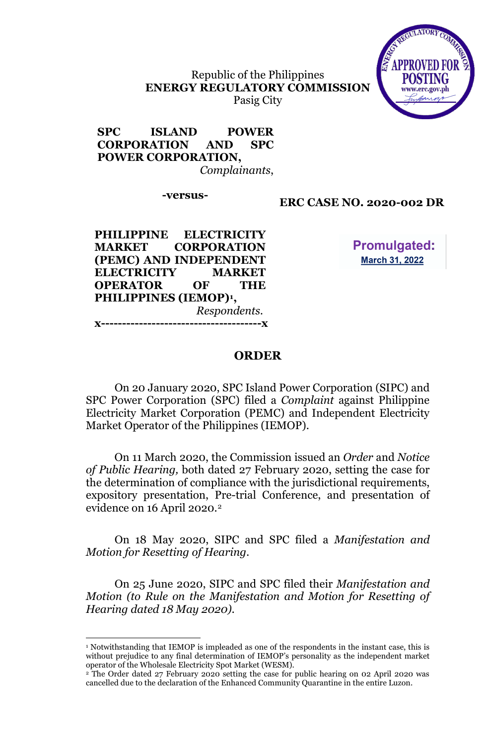Republic of the Philippines
**ENERGY REGULATORY COMMISSION**
Pasig City

**SPC ISLAND POWER CORPORATION AND SPC POWER CORPORATION,**
*Complainants*,

**-versus-**

**ERC CASE NO. 2020-002 DR**

**PHILIPPINE ELECTRICITY MARKET CORPORATION (PEMC) AND INDEPENDENT ELECTRICITY MARKET OPERATOR OF THE PHILIPPINES (IEMOP)**[1],
*Respondents*.
x--------------------------------------x

**Promulgated:**
**March 31, 2022**

## ORDER

On 20 January 2020, SPC Island Power Corporation (SIPC) and SPC Power Corporation (SPC) filed a *Complaint* against Philippine Electricity Market Corporation (PEMC) and Independent Electricity Market Operator of the Philippines (IEMOP).

On 11 March 2020, the Commission issued an *Order* and *Notice of Public Hearing,* both dated 27 February 2020, setting the case for the determination of compliance with the jurisdictional requirements, expository presentation, Pre-trial Conference, and presentation of evidence on 16 April 2020.[2]

On 18 May 2020, SIPC and SPC filed a *Manifestation and Motion for Resetting of Hearing*.

On 25 June 2020, SIPC and SPC filed their *Manifestation and Motion (to Rule on the Manifestation and Motion for Resetting of Hearing dated 18 May 2020)*.

---

[1] Notwithstanding that IEMOP is impleaded as one of the respondents in the instant case, this is without prejudice to any final determination of IEMOP's personality as the independent market operator of the Wholesale Electricity Spot Market (WESM).

[2] The Order dated 27 February 2020 setting the case for public hearing on 02 April 2020 was cancelled due to the declaration of the Enhanced Community Quarantine in the entire Luzon.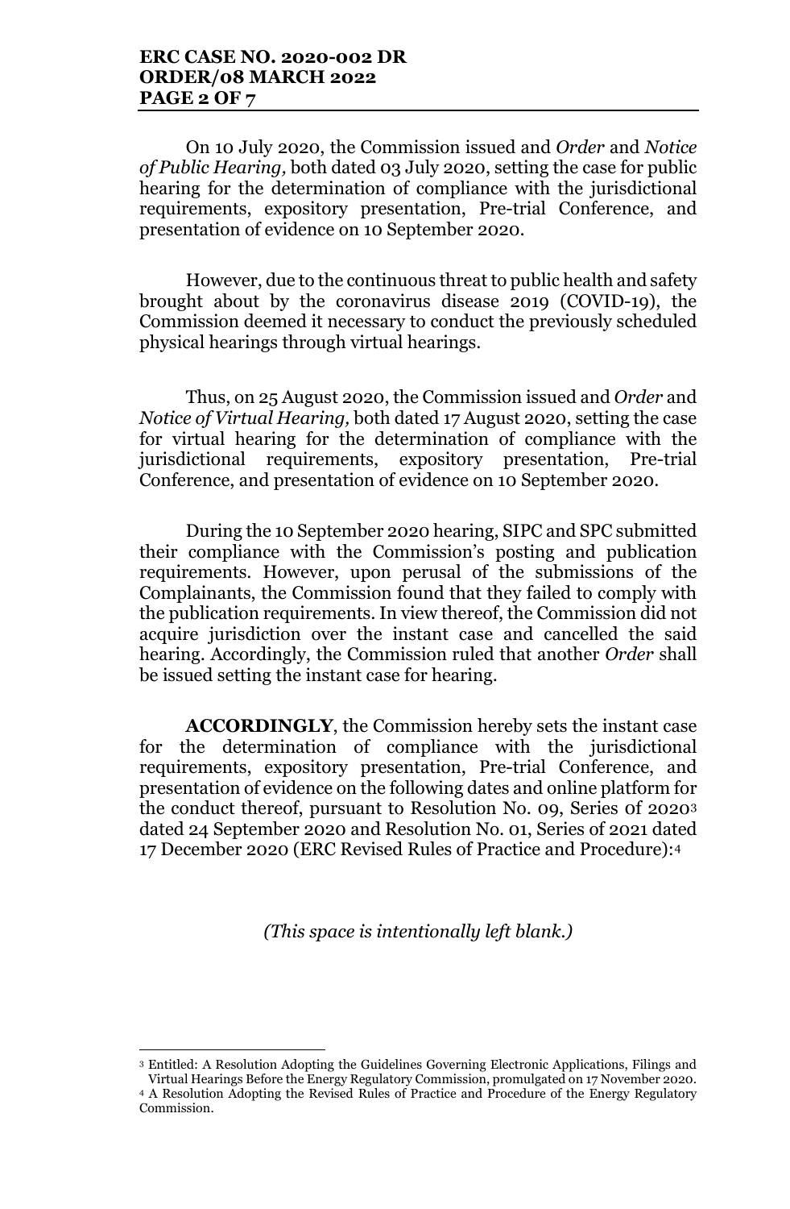On 10 July 2020, the Commission issued and *Order* and *Notice of Public Hearing,* both dated 03 July 2020, setting the case for public hearing for the determination of compliance with the jurisdictional requirements, expository presentation, Pre-trial Conference, and presentation of evidence on 10 September 2020.

However, due to the continuous threat to public health and safety brought about by the coronavirus disease 2019 (COVID-19), the Commission deemed it necessary to conduct the previously scheduled physical hearings through virtual hearings.

Thus, on 25 August 2020, the Commission issued and *Order* and *Notice of Virtual Hearing,* both dated 17 August 2020, setting the case for virtual hearing for the determination of compliance with the jurisdictional requirements, expository presentation, Pre-trial Conference, and presentation of evidence on 10 September 2020.

During the 10 September 2020 hearing, SIPC and SPC submitted their compliance with the Commission's posting and publication requirements. However, upon perusal of the submissions of the Complainants, the Commission found that they failed to comply with the publication requirements. In view thereof, the Commission did not acquire jurisdiction over the instant case and cancelled the said hearing. Accordingly, the Commission ruled that another *Order* shall be issued setting the instant case for hearing.

**ACCORDINGLY**, the Commission hereby sets the instant case for the determination of compliance with the jurisdictional requirements, expository presentation, Pre-trial Conference, and presentation of evidence on the following dates and online platform for the conduct thereof, pursuant to Resolution No. 09, Series of 2020[3] dated 24 September 2020 and Resolution No. 01, Series of 2021 dated 17 December 2020 (ERC Revised Rules of Practice and Procedure):[4]

*(This space is intentionally left blank.)*

---

[3] Entitled: A Resolution Adopting the Guidelines Governing Electronic Applications, Filings and Virtual Hearings Before the Energy Regulatory Commission, promulgated on 17 November 2020.

[4] A Resolution Adopting the Revised Rules of Practice and Procedure of the Energy Regulatory Commission.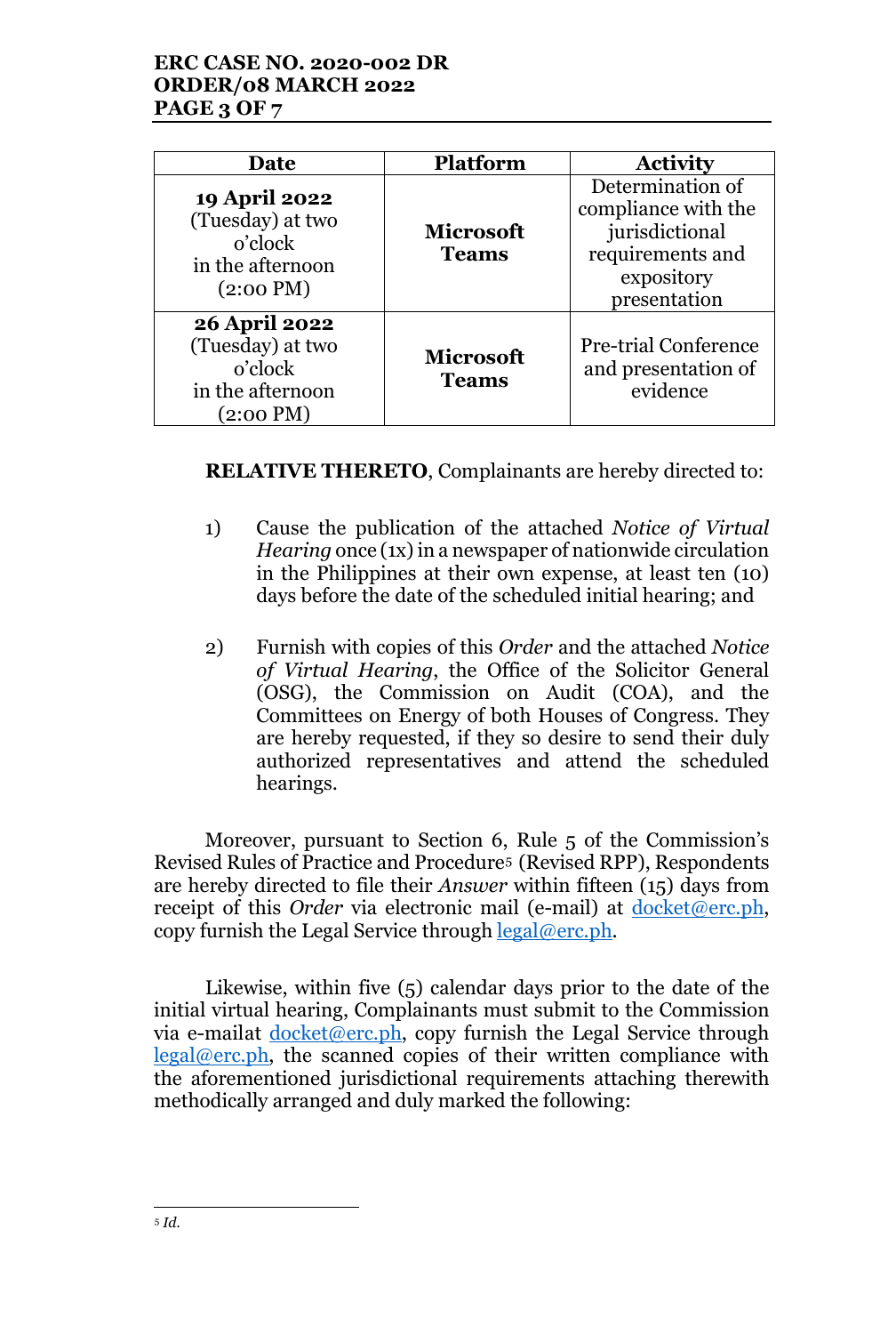| Date | Platform | Activity |
|---|---|---|
| **19 April 2022** (Tuesday) at two o'clock in the afternoon (2:00 PM) | **Microsoft Teams** | Determination of compliance with the jurisdictional requirements and expository presentation |
| **26 April 2022** (Tuesday) at two o'clock in the afternoon (2:00 PM) | **Microsoft Teams** | Pre-trial Conference and presentation of evidence |

**RELATIVE THERETO**, Complainants are hereby directed to:

1) Cause the publication of the attached *Notice of Virtual Hearing* once (1x) in a newspaper of nationwide circulation in the Philippines at their own expense, at least ten (10) days before the date of the scheduled initial hearing; and

2) Furnish with copies of this *Order* and the attached *Notice of Virtual Hearing*, the Office of the Solicitor General (OSG), the Commission on Audit (COA), and the Committees on Energy of both Houses of Congress. They are hereby requested, if they so desire to send their duly authorized representatives and attend the scheduled hearings.

Moreover, pursuant to Section 6, Rule 5 of the Commission's Revised Rules of Practice and Procedure[5] (Revised RPP), Respondents are hereby directed to file their *Answer* within fifteen (15) days from receipt of this *Order* via electronic mail (e-mail) at docket@erc.ph, copy furnish the Legal Service through legal@erc.ph.

Likewise, within five (5) calendar days prior to the date of the initial virtual hearing, Complainants must submit to the Commission via e-mailat docket@erc.ph, copy furnish the Legal Service through legal@erc.ph, the scanned copies of their written compliance with the aforementioned jurisdictional requirements attaching therewith methodically arranged and duly marked the following:

[5] *Id.*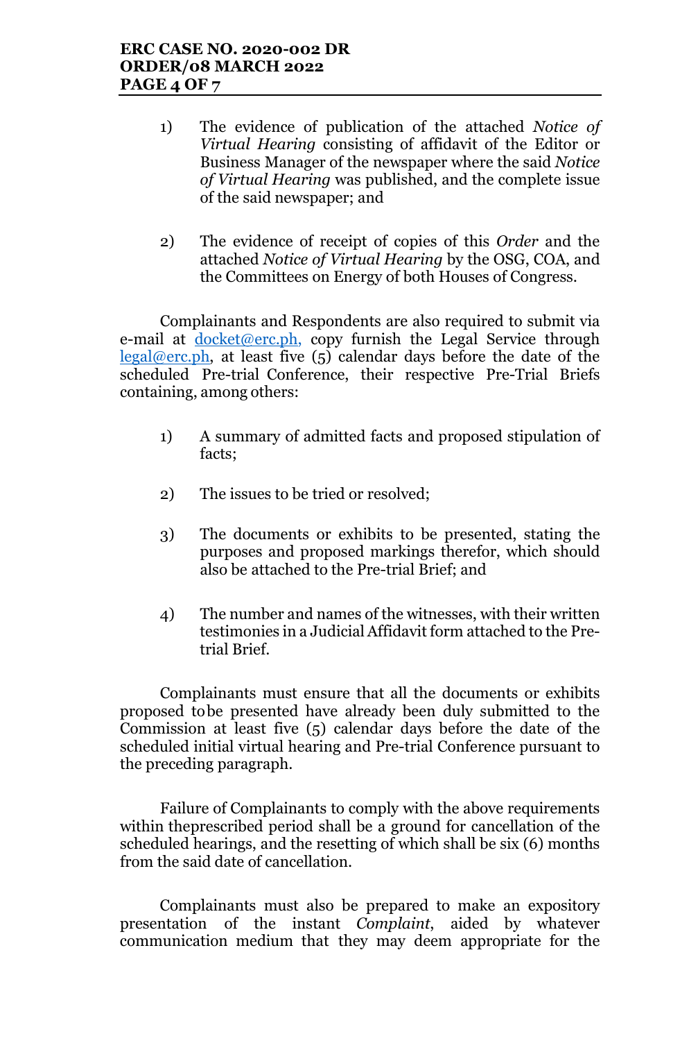1) The evidence of publication of the attached *Notice of Virtual Hearing* consisting of affidavit of the Editor or Business Manager of the newspaper where the said *Notice of Virtual Hearing* was published, and the complete issue of the said newspaper; and

2) The evidence of receipt of copies of this *Order* and the attached *Notice of Virtual Hearing* by the OSG, COA, and the Committees on Energy of both Houses of Congress.

Complainants and Respondents are also required to submit via e-mail at docket@erc.ph, copy furnish the Legal Service through legal@erc.ph, at least five (5) calendar days before the date of the scheduled Pre-trial Conference, their respective Pre-Trial Briefs containing, among others:

1) A summary of admitted facts and proposed stipulation of facts;

2) The issues to be tried or resolved;

3) The documents or exhibits to be presented, stating the purposes and proposed markings therefor, which should also be attached to the Pre-trial Brief; and

4) The number and names of the witnesses, with their written testimonies in a Judicial Affidavit form attached to the Pre-trial Brief.

Complainants must ensure that all the documents or exhibits proposed tobe presented have already been duly submitted to the Commission at least five (5) calendar days before the date of the scheduled initial virtual hearing and Pre-trial Conference pursuant to the preceding paragraph.

Failure of Complainants to comply with the above requirements within theprescribed period shall be a ground for cancellation of the scheduled hearings, and the resetting of which shall be six (6) months from the said date of cancellation.

Complainants must also be prepared to make an expository presentation of the instant *Complaint*, aided by whatever communication medium that they may deem appropriate for the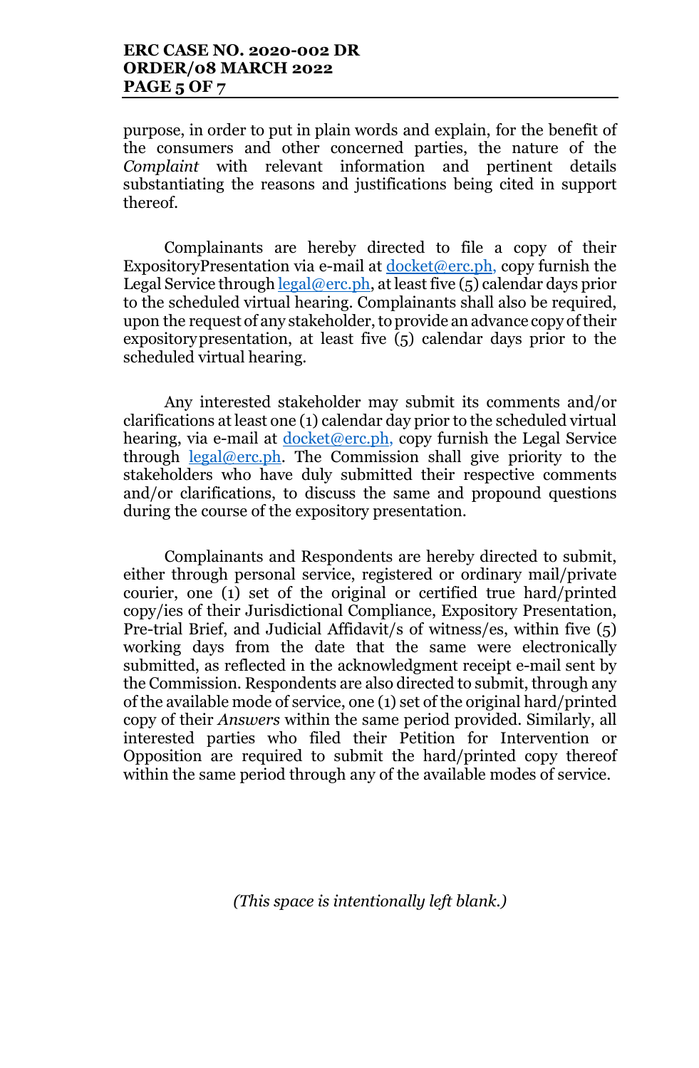purpose, in order to put in plain words and explain, for the benefit of the consumers and other concerned parties, the nature of the *Complaint* with relevant information and pertinent details substantiating the reasons and justifications being cited in support thereof.

Complainants are hereby directed to file a copy of their ExpositoryPresentation via e-mail at docket@erc.ph, copy furnish the Legal Service through legal@erc.ph, at least five (5) calendar days prior to the scheduled virtual hearing. Complainants shall also be required, upon the request of any stakeholder, to provide an advance copy of their expositorypresentation, at least five (5) calendar days prior to the scheduled virtual hearing.

Any interested stakeholder may submit its comments and/or clarifications at least one (1) calendar day prior to the scheduled virtual hearing, via e-mail at docket@erc.ph, copy furnish the Legal Service through legal@erc.ph. The Commission shall give priority to the stakeholders who have duly submitted their respective comments and/or clarifications, to discuss the same and propound questions during the course of the expository presentation.

Complainants and Respondents are hereby directed to submit, either through personal service, registered or ordinary mail/private courier, one (1) set of the original or certified true hard/printed copy/ies of their Jurisdictional Compliance, Expository Presentation, Pre-trial Brief, and Judicial Affidavit/s of witness/es, within five (5) working days from the date that the same were electronically submitted, as reflected in the acknowledgment receipt e-mail sent by the Commission. Respondents are also directed to submit, through any of the available mode of service, one (1) set of the original hard/printed copy of their *Answers* within the same period provided. Similarly, all interested parties who filed their Petition for Intervention or Opposition are required to submit the hard/printed copy thereof within the same period through any of the available modes of service.

*(This space is intentionally left blank.)*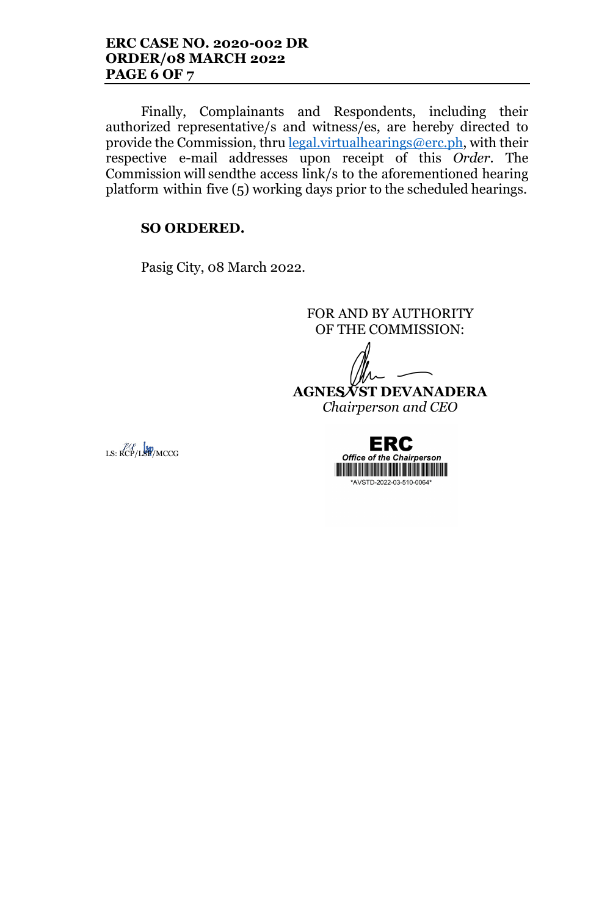Finally, Complainants and Respondents, including their authorized representative/s and witness/es, are hereby directed to provide the Commission, thru legal.virtualhearings@erc.ph, with their respective e-mail addresses upon receipt of this *Order*. The Commission will sendthe access link/s to the aforementioned hearing platform within five (5) working days prior to the scheduled hearings.

**SO ORDERED.**

Pasig City, 08 March 2022.

FOR AND BY AUTHORITY OF THE COMMISSION:

**AGNES VST DEVANADERA**
*Chairperson and CEO*

LS: RCP/LSP/MCCG

ERC
*Office of the Chairperson*
*AVSTD-2022-03-510-0064*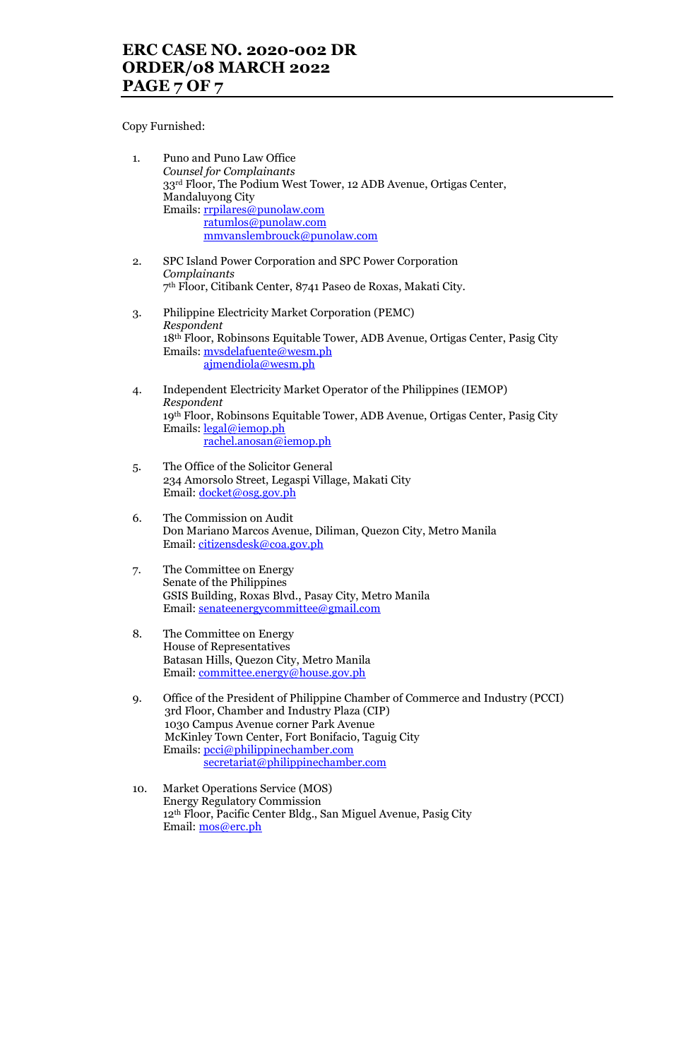Copy Furnished:

1. Puno and Puno Law Office
   *Counsel for Complainants*
   33rd Floor, The Podium West Tower, 12 ADB Avenue, Ortigas Center, Mandaluyong City
   Emails: rrpilares@punolaw.com
   ratumlos@punolaw.com
   mmvanslembrouck@punolaw.com

2. SPC Island Power Corporation and SPC Power Corporation
   *Complainants*
   7th Floor, Citibank Center, 8741 Paseo de Roxas, Makati City.

3. Philippine Electricity Market Corporation (PEMC)
   *Respondent*
   18th Floor, Robinsons Equitable Tower, ADB Avenue, Ortigas Center, Pasig City
   Emails: mvsdelafuente@wesm.ph
   ajmendiola@wesm.ph

4. Independent Electricity Market Operator of the Philippines (IEMOP)
   *Respondent*
   19th Floor, Robinsons Equitable Tower, ADB Avenue, Ortigas Center, Pasig City
   Emails: legal@iemop.ph
   rachel.anosan@iemop.ph

5. The Office of the Solicitor General
   234 Amorsolo Street, Legaspi Village, Makati City
   Email: docket@osg.gov.ph

6. The Commission on Audit
   Don Mariano Marcos Avenue, Diliman, Quezon City, Metro Manila
   Email: citizensdesk@coa.gov.ph

7. The Committee on Energy
   Senate of the Philippines
   GSIS Building, Roxas Blvd., Pasay City, Metro Manila
   Email: senateenergycommittee@gmail.com

8. The Committee on Energy
   House of Representatives
   Batasan Hills, Quezon City, Metro Manila
   Email: committee.energy@house.gov.ph

9. Office of the President of Philippine Chamber of Commerce and Industry (PCCI)
   3rd Floor, Chamber and Industry Plaza (CIP)
   1030 Campus Avenue corner Park Avenue
   McKinley Town Center, Fort Bonifacio, Taguig City
   Emails: pcci@philippinechamber.com
   secretariat@philippinechamber.com

10. Market Operations Service (MOS)
    Energy Regulatory Commission
    12th Floor, Pacific Center Bldg., San Miguel Avenue, Pasig City
    Email: mos@erc.ph